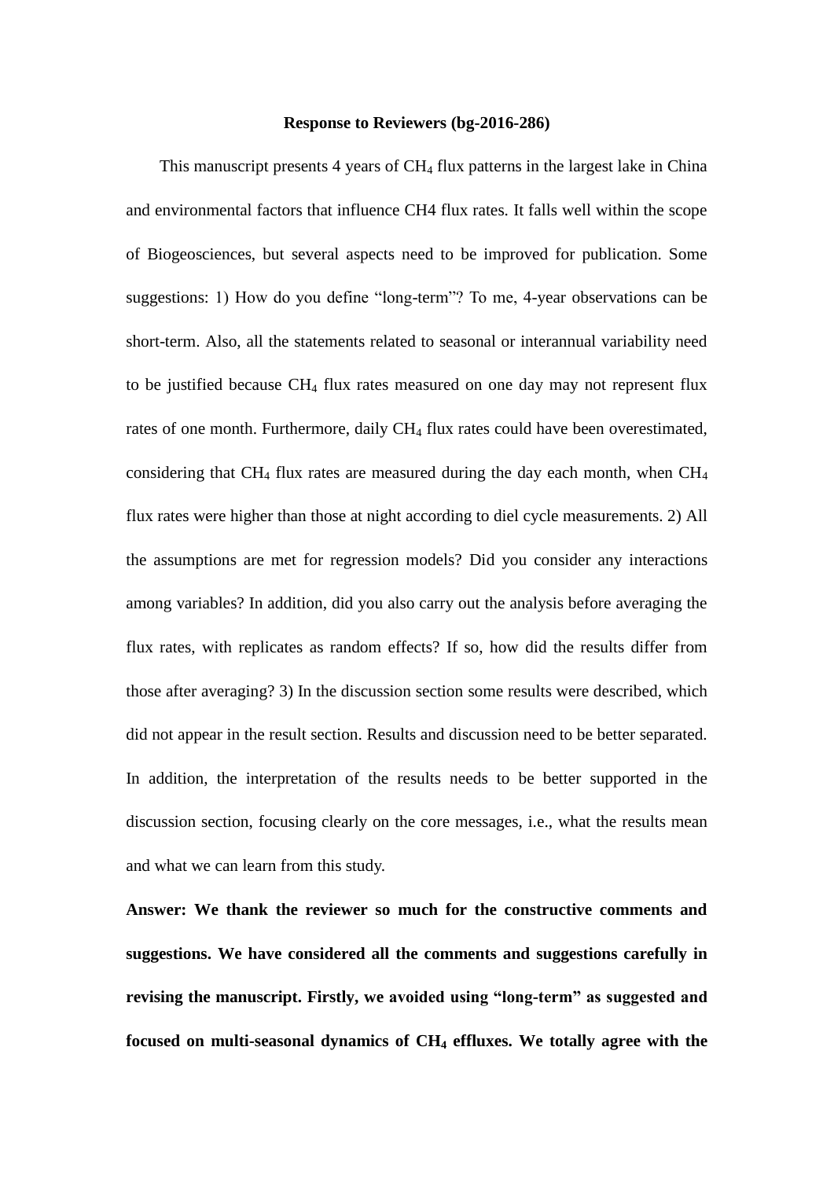**Response to Reviewers (bg-2016-286)**

This manuscript presents 4 years of $CH_4$ flux patterns in the largest lake in China and environmental factors that influence CH4 flux rates. It falls well within the scope of Biogeosciences, but several aspects need to be improved for publication. Some suggestions: 1) How do you define "long-term"? To me, 4-year observations can be short-term. Also, all the statements related to seasonal or interannual variability need to be justified because $CH_4$ flux rates measured on one day may not represent flux rates of one month. Furthermore, daily $CH_4$ flux rates could have been overestimated, considering that $CH_4$ flux rates are measured during the day each month, when $CH_4$ flux rates were higher than those at night according to diel cycle measurements. 2) All the assumptions are met for regression models? Did you consider any interactions among variables? In addition, did you also carry out the analysis before averaging the flux rates, with replicates as random effects? If so, how did the results differ from those after averaging? 3) In the discussion section some results were described, which did not appear in the result section. Results and discussion need to be better separated. In addition, the interpretation of the results needs to be better supported in the discussion section, focusing clearly on the core messages, i.e., what the results mean and what we can learn from this study.

**Answer: We thank the reviewer so much for the constructive comments and suggestions. We have considered all the comments and suggestions carefully in revising the manuscript. Firstly, we avoided using "long-term" as suggested and focused on multi-seasonal dynamics of $CH_4$ effluxes. We totally agree with the**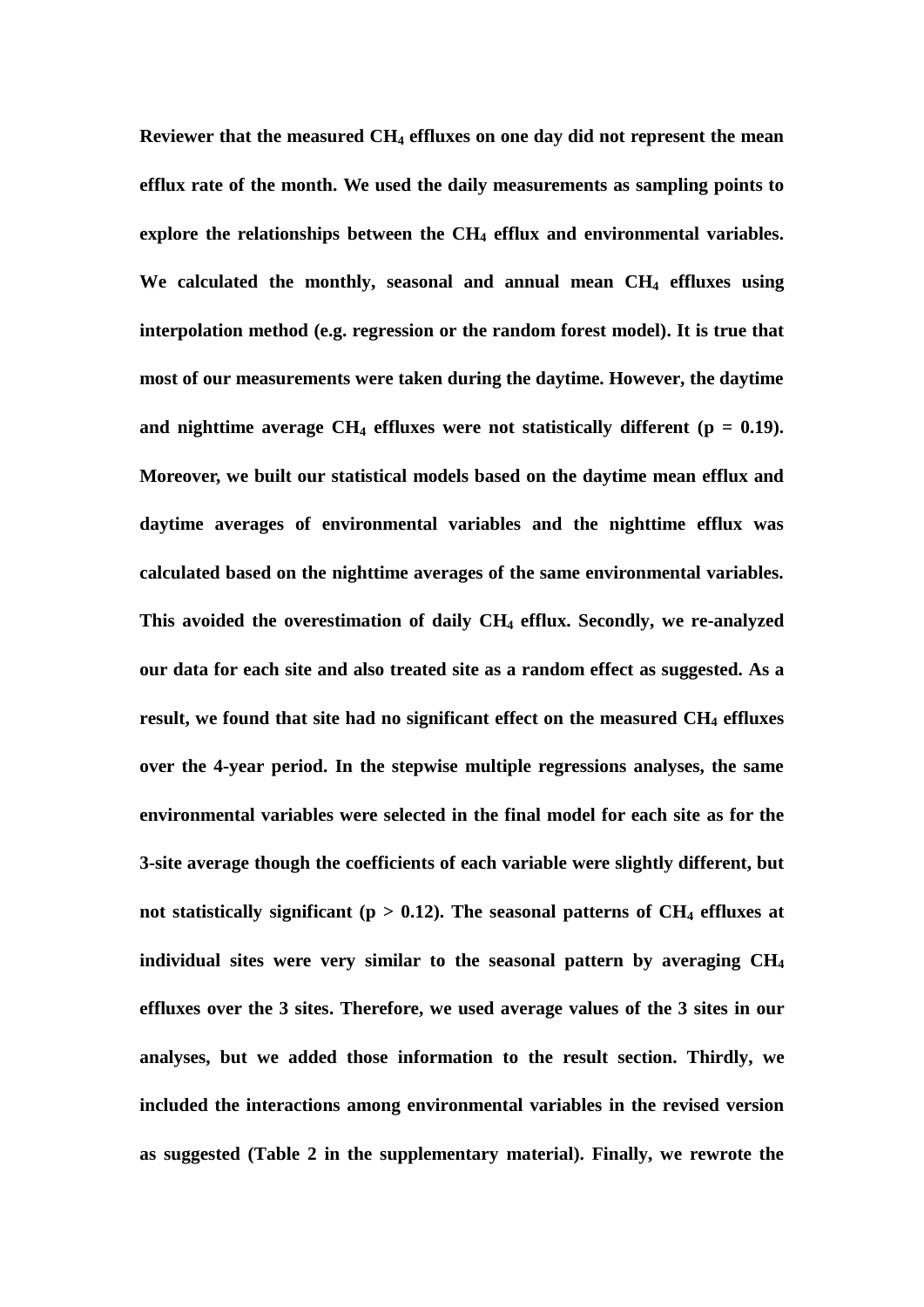**Reviewer that the measured $CH_4$ effluxes on one day did not represent the mean efflux rate of the month. We used the daily measurements as sampling points to explore the relationships between the $CH_4$ efflux and environmental variables. We calculated the monthly, seasonal and annual mean $CH_4$ effluxes using interpolation method (e.g. regression or the random forest model). It is true that most of our measurements were taken during the daytime. However, the daytime and nighttime average $CH_4$ effluxes were not statistically different ($p = 0.19$). Moreover, we built our statistical models based on the daytime mean efflux and daytime averages of environmental variables and the nighttime efflux was calculated based on the nighttime averages of the same environmental variables. This avoided the overestimation of daily $CH_4$ efflux. Secondly, we re-analyzed our data for each site and also treated site as a random effect as suggested. As a result, we found that site had no significant effect on the measured $CH_4$ effluxes over the 4-year period. In the stepwise multiple regressions analyses, the same environmental variables were selected in the final model for each site as for the 3-site average though the coefficients of each variable were slightly different, but not statistically significant ($p > 0.12$). The seasonal patterns of $CH_4$ effluxes at individual sites were very similar to the seasonal pattern by averaging $CH_4$ effluxes over the 3 sites. Therefore, we used average values of the 3 sites in our analyses, but we added those information to the result section. Thirdly, we included the interactions among environmental variables in the revised version as suggested (Table 2 in the supplementary material). Finally, we rewrote the**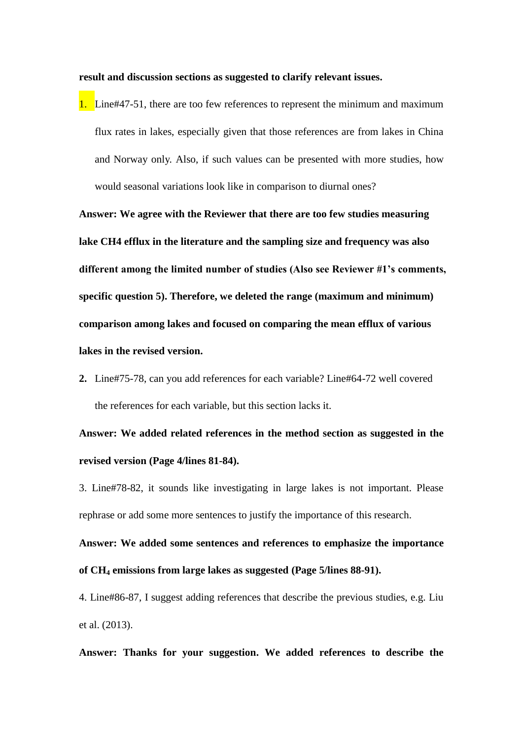**result and discussion sections as suggested to clarify relevant issues.**

1. Line#47-51, there are too few references to represent the minimum and maximum flux rates in lakes, especially given that those references are from lakes in China and Norway only. Also, if such values can be presented with more studies, how would seasonal variations look like in comparison to diurnal ones?

**Answer: We agree with the Reviewer that there are too few studies measuring lake CH4 efflux in the literature and the sampling size and frequency was also different among the limited number of studies (Also see Reviewer #1's comments, specific question 5). Therefore, we deleted the range (maximum and minimum) comparison among lakes and focused on comparing the mean efflux of various lakes in the revised version.**

2. Line#75-78, can you add references for each variable? Line#64-72 well covered the references for each variable, but this section lacks it.

**Answer: We added related references in the method section as suggested in the revised version (Page 4/lines 81-84).**

3. Line#78-82, it sounds like investigating in large lakes is not important. Please rephrase or add some more sentences to justify the importance of this research.

**Answer: We added some sentences and references to emphasize the importance of $CH_4$ emissions from large lakes as suggested (Page 5/lines 88-91).**

4. Line#86-87, I suggest adding references that describe the previous studies, e.g. Liu et al. (2013).

**Answer: Thanks for your suggestion. We added references to describe the**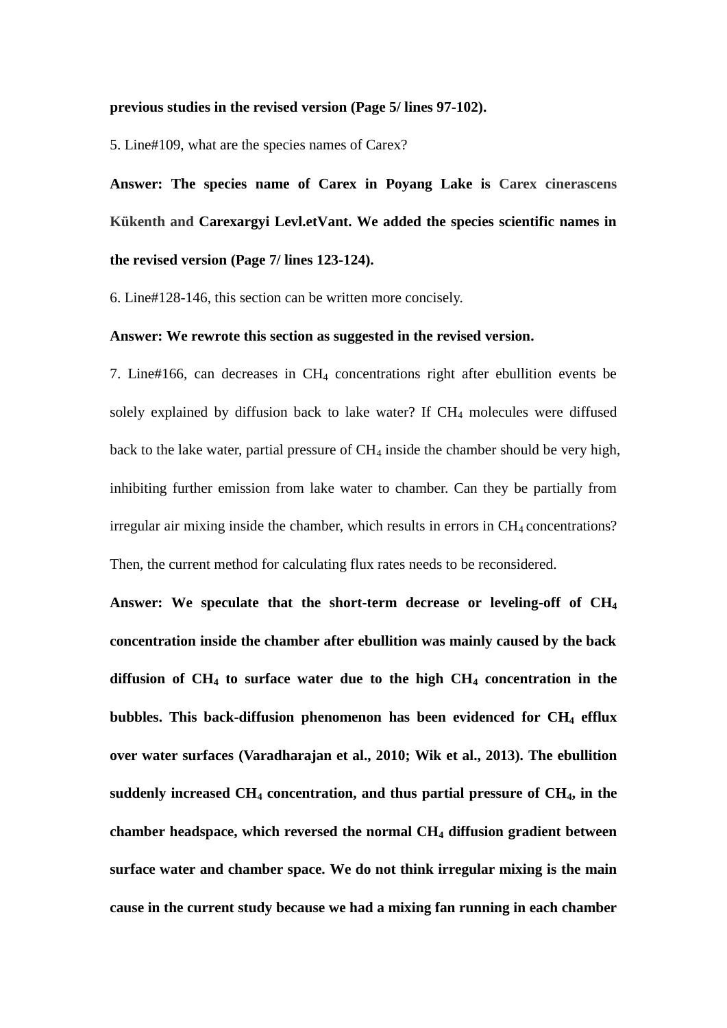**previous studies in the revised version (Page 5/ lines 97-102).**

5. Line#109, what are the species names of Carex?

**Answer: The species name of Carex in Poyang Lake is Carex cinerascens Kükenth and Carexargyi Levl.etVant. We added the species scientific names in the revised version (Page 7/ lines 123-124).**

6. Line#128-146, this section can be written more concisely.

**Answer: We rewrote this section as suggested in the revised version.**

7. Line#166, can decreases in $CH_4$ concentrations right after ebullition events be solely explained by diffusion back to lake water? If $CH_4$ molecules were diffused back to the lake water, partial pressure of $CH_4$ inside the chamber should be very high, inhibiting further emission from lake water to chamber. Can they be partially from irregular air mixing inside the chamber, which results in errors in $CH_4$ concentrations? Then, the current method for calculating flux rates needs to be reconsidered.

**Answer: We speculate that the short-term decrease or leveling-off of $CH_4$ concentration inside the chamber after ebullition was mainly caused by the back diffusion of $CH_4$ to surface water due to the high $CH_4$ concentration in the bubbles. This back-diffusion phenomenon has been evidenced for $CH_4$ efflux over water surfaces (Varadharajan et al., 2010; Wik et al., 2013). The ebullition suddenly increased $CH_4$ concentration, and thus partial pressure of $CH_4$, in the chamber headspace, which reversed the normal $CH_4$ diffusion gradient between surface water and chamber space. We do not think irregular mixing is the main cause in the current study because we had a mixing fan running in each chamber**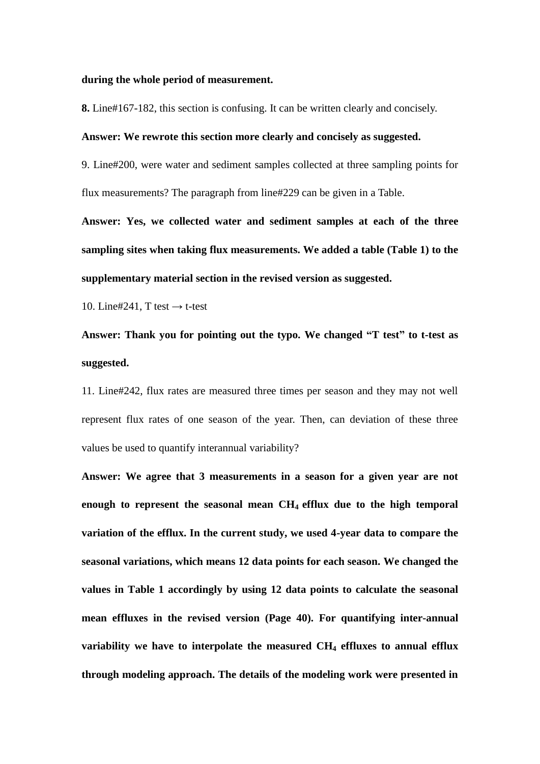**during the whole period of measurement.**

**8.** Line#167-182, this section is confusing. It can be written clearly and concisely.

**Answer: We rewrote this section more clearly and concisely as suggested.**

9. Line#200, were water and sediment samples collected at three sampling points for flux measurements? The paragraph from line#229 can be given in a Table.

**Answer: Yes, we collected water and sediment samples at each of the three sampling sites when taking flux measurements. We added a table (Table 1) to the supplementary material section in the revised version as suggested.**

10. Line#241, T test → t-test

**Answer: Thank you for pointing out the typo. We changed "T test" to t-test as suggested.**

11. Line#242, flux rates are measured three times per season and they may not well represent flux rates of one season of the year. Then, can deviation of these three values be used to quantify interannual variability?

**Answer: We agree that 3 measurements in a season for a given year are not enough to represent the seasonal mean $CH_4$ efflux due to the high temporal variation of the efflux. In the current study, we used 4-year data to compare the seasonal variations, which means 12 data points for each season. We changed the values in Table 1 accordingly by using 12 data points to calculate the seasonal mean effluxes in the revised version (Page 40). For quantifying inter-annual variability we have to interpolate the measured $CH_4$ effluxes to annual efflux through modeling approach. The details of the modeling work were presented in**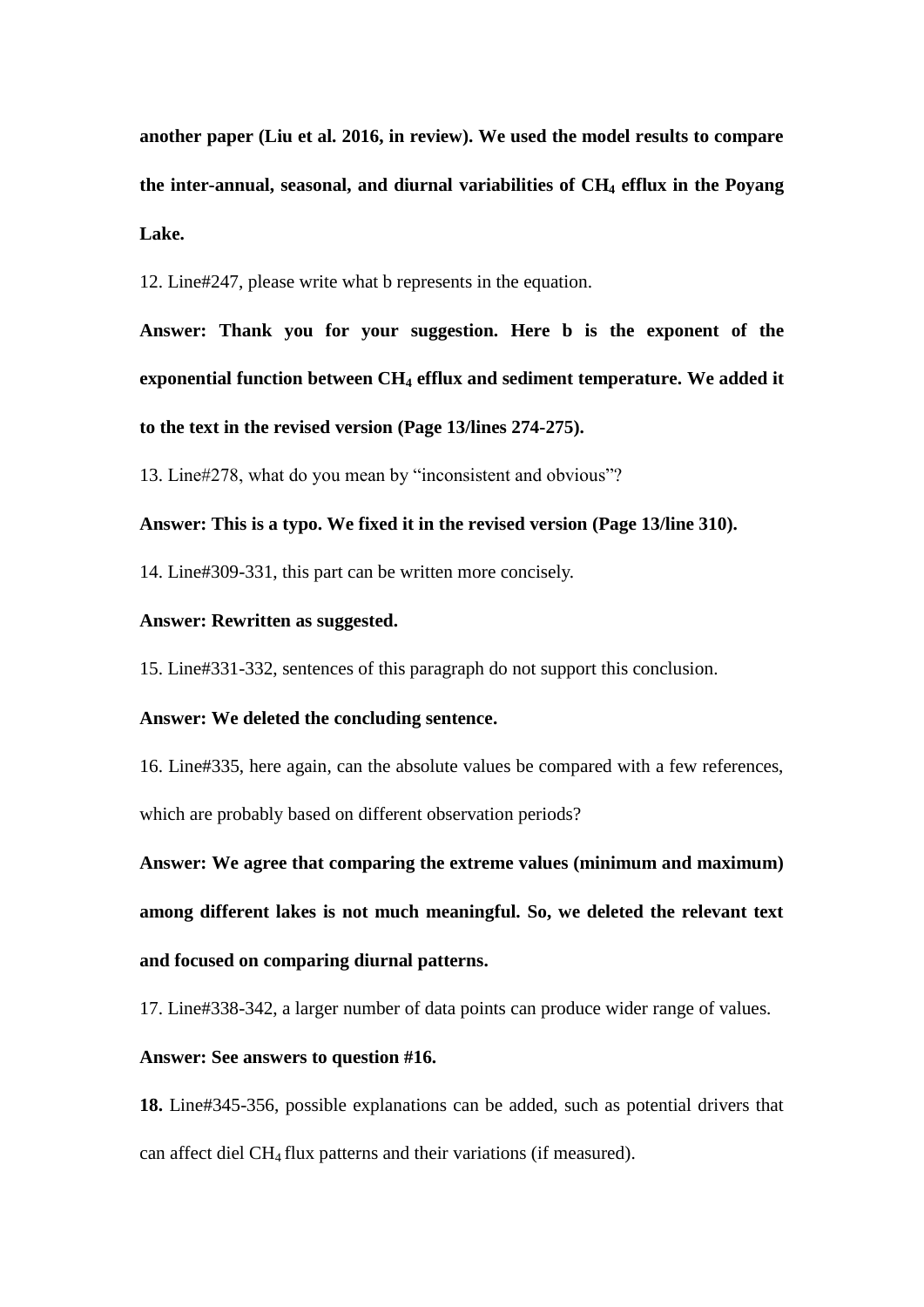**another paper (Liu et al. 2016, in review). We used the model results to compare the inter-annual, seasonal, and diurnal variabilities of $CH_4$ efflux in the Poyang Lake.**

12. Line#247, please write what b represents in the equation.

**Answer: Thank you for your suggestion. Here b is the exponent of the exponential function between $CH_4$ efflux and sediment temperature. We added it to the text in the revised version (Page 13/lines 274-275).**

13. Line#278, what do you mean by "inconsistent and obvious"?

**Answer: This is a typo. We fixed it in the revised version (Page 13/line 310).**

14. Line#309-331, this part can be written more concisely.

**Answer: Rewritten as suggested.**

15. Line#331-332, sentences of this paragraph do not support this conclusion.

**Answer: We deleted the concluding sentence.**

16. Line#335, here again, can the absolute values be compared with a few references, which are probably based on different observation periods?

**Answer: We agree that comparing the extreme values (minimum and maximum) among different lakes is not much meaningful. So, we deleted the relevant text and focused on comparing diurnal patterns.**

17. Line#338-342, a larger number of data points can produce wider range of values.

**Answer: See answers to question #16.**

**18.** Line#345-356, possible explanations can be added, such as potential drivers that can affect diel $CH_4$ flux patterns and their variations (if measured).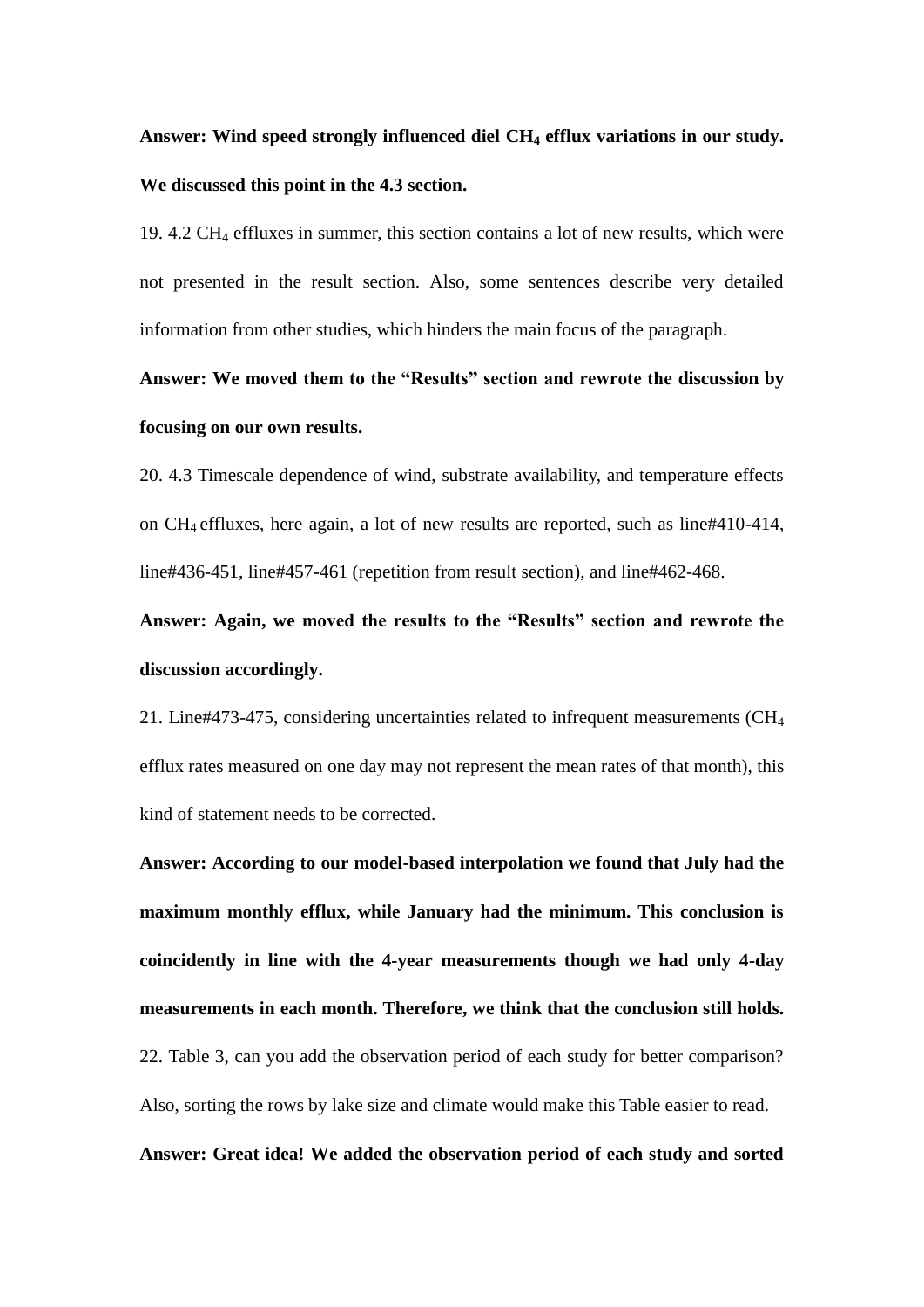**Answer: Wind speed strongly influenced diel $CH_4$ efflux variations in our study. We discussed this point in the 4.3 section.**

19. 4.2 $CH_4$ effluxes in summer, this section contains a lot of new results, which were not presented in the result section. Also, some sentences describe very detailed information from other studies, which hinders the main focus of the paragraph.

**Answer: We moved them to the "Results" section and rewrote the discussion by focusing on our own results.**

20. 4.3 Timescale dependence of wind, substrate availability, and temperature effects on $CH_4$ effluxes, here again, a lot of new results are reported, such as line#410-414, line#436-451, line#457-461 (repetition from result section), and line#462-468.

**Answer: Again, we moved the results to the "Results" section and rewrote the discussion accordingly.**

21. Line#473-475, considering uncertainties related to infrequent measurements ($CH_4$ efflux rates measured on one day may not represent the mean rates of that month), this kind of statement needs to be corrected.

**Answer: According to our model-based interpolation we found that July had the maximum monthly efflux, while January had the minimum. This conclusion is coincidently in line with the 4-year measurements though we had only 4-day measurements in each month. Therefore, we think that the conclusion still holds.**

22. Table 3, can you add the observation period of each study for better comparison? Also, sorting the rows by lake size and climate would make this Table easier to read.

**Answer: Great idea! We added the observation period of each study and sorted**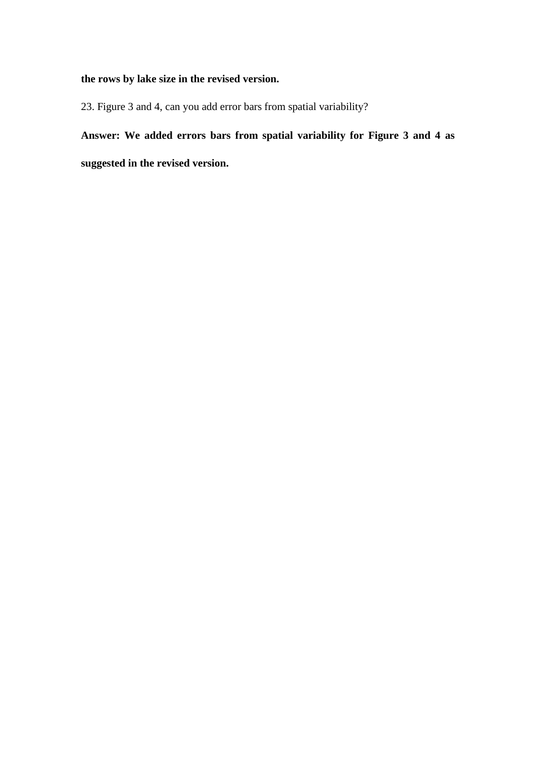**the rows by lake size in the revised version.**

23. Figure 3 and 4, can you add error bars from spatial variability?

**Answer: We added errors bars from spatial variability for Figure 3 and 4 as suggested in the revised version.**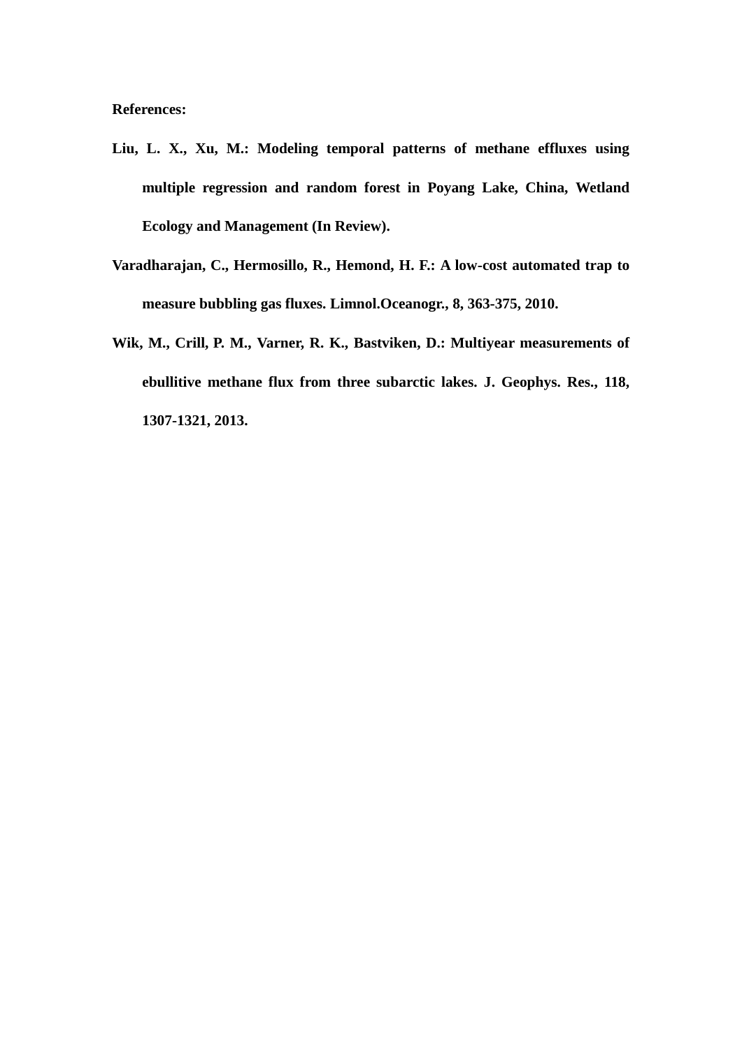**References:**

**Liu, L. X., Xu, M.: Modeling temporal patterns of methane effluxes using multiple regression and random forest in Poyang Lake, China, Wetland Ecology and Management (In Review).**

**Varadharajan, C., Hermosillo, R., Hemond, H. F.: A low-cost automated trap to measure bubbling gas fluxes. Limnol.Oceanogr., 8, 363-375, 2010.**

**Wik, M., Crill, P. M., Varner, R. K., Bastviken, D.: Multiyear measurements of ebullitive methane flux from three subarctic lakes. J. Geophys. Res., 118, 1307-1321, 2013.**